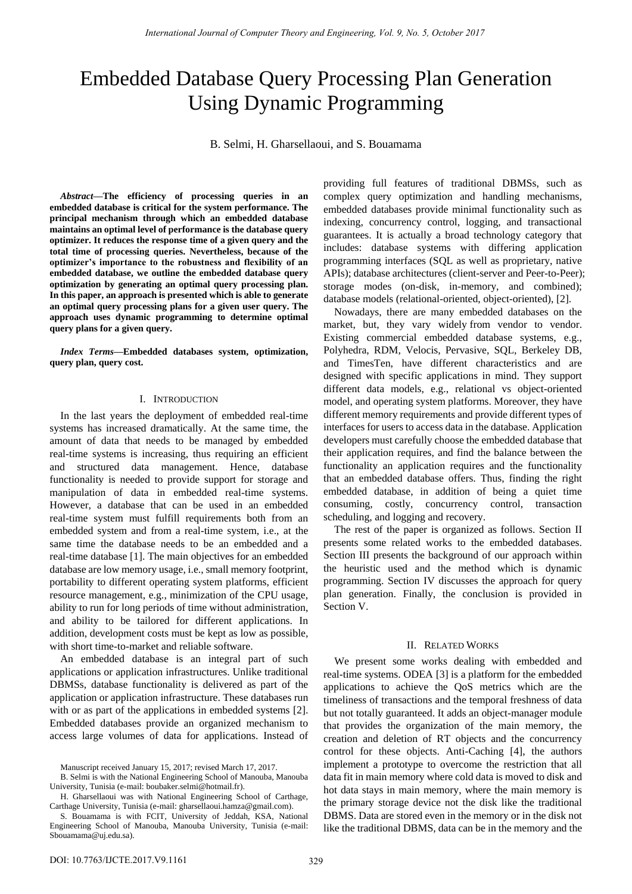# Embedded Database Query Processing Plan Generation Using Dynamic Programming

B. Selmi, H. Gharsellaoui, and S. Bouamama

***Abstract*—The efficiency of processing queries in an embedded database is critical for the system performance. The principal mechanism through which an embedded database maintains an optimal level of performance is the database query optimizer. It reduces the response time of a given query and the total time of processing queries. Nevertheless, because of the optimizer's importance to the robustness and flexibility of an embedded database, we outline the embedded database query optimization by generating an optimal query processing plan. In this paper, an approach is presented which is able to generate an optimal query processing plans for a given user query. The approach uses dynamic programming to determine optimal query plans for a given query.**

***Index Terms*—Embedded databases system, optimization, query plan, query cost.**

## I. Introduction

In the last years the deployment of embedded real-time systems has increased dramatically. At the same time, the amount of data that needs to be managed by embedded real-time systems is increasing, thus requiring an efficient and structured data management. Hence, database functionality is needed to provide support for storage and manipulation of data in embedded real-time systems. However, a database that can be used in an embedded real-time system must fulfill requirements both from an embedded system and from a real-time system, i.e., at the same time the database needs to be an embedded and a real-time database [1]. The main objectives for an embedded database are low memory usage, i.e., small memory footprint, portability to different operating system platforms, efficient resource management, e.g., minimization of the CPU usage, ability to run for long periods of time without administration, and ability to be tailored for different applications. In addition, development costs must be kept as low as possible, with short time-to-market and reliable software.

An embedded database is an integral part of such applications or application infrastructures. Unlike traditional DBMSs, database functionality is delivered as part of the application or application infrastructure. These databases run with or as part of the applications in embedded systems [2]. Embedded databases provide an organized mechanism to access large volumes of data for applications. Instead of providing full features of traditional DBMSs, such as complex query optimization and handling mechanisms, embedded databases provide minimal functionality such as indexing, concurrency control, logging, and transactional guarantees. It is actually a broad technology category that includes: database systems with differing application programming interfaces (SQL as well as proprietary, native APIs); database architectures (client-server and Peer-to-Peer); storage modes (on-disk, in-memory, and combined); database models (relational-oriented, object-oriented), [2].

Nowadays, there are many embedded databases on the market, but, they vary widely from vendor to vendor. Existing commercial embedded database systems, e.g., Polyhedra, RDM, Velocis, Pervasive, SQL, Berkeley DB, and TimesTen, have different characteristics and are designed with specific applications in mind. They support different data models, e.g., relational vs object-oriented model, and operating system platforms. Moreover, they have different memory requirements and provide different types of interfaces for users to access data in the database. Application developers must carefully choose the embedded database that their application requires, and find the balance between the functionality an application requires and the functionality that an embedded database offers. Thus, finding the right embedded database, in addition of being a quiet time consuming, costly, concurrency control, transaction scheduling, and logging and recovery.

The rest of the paper is organized as follows. Section II presents some related works to the embedded databases. Section III presents the background of our approach within the heuristic used and the method which is dynamic programming. Section IV discusses the approach for query plan generation. Finally, the conclusion is provided in Section V.

## II. Related Works

We present some works dealing with embedded and real-time systems. ODEA [3] is a platform for the embedded applications to achieve the QoS metrics which are the timeliness of transactions and the temporal freshness of data but not totally guaranteed. It adds an object-manager module that provides the organization of the main memory, the creation and deletion of RT objects and the concurrency control for these objects. Anti-Caching [4], the authors implement a prototype to overcome the restriction that all data fit in main memory where cold data is moved to disk and hot data stays in main memory, where the main memory is the primary storage device not the disk like the traditional DBMS. Data are stored even in the memory or in the disk not like the traditional DBMS, data can be in the memory and the

Manuscript received January 15, 2017; revised March 17, 2017.

B. Selmi is with the National Engineering School of Manouba, Manouba University, Tunisia (e-mail: boubaker.selmi@hotmail.fr).

H. Gharsellaoui was with National Engineering School of Carthage, Carthage University, Tunisia (e-mail: gharsellaoui.hamza@gmail.com).

S. Bouamama is with FCIT, University of Jeddah, KSA, National Engineering School of Manouba, Manouba University, Tunisia (e-mail: Sbouamama@uj.edu.sa).

DOI: 10.7763/IJCTE.2017.V9.1161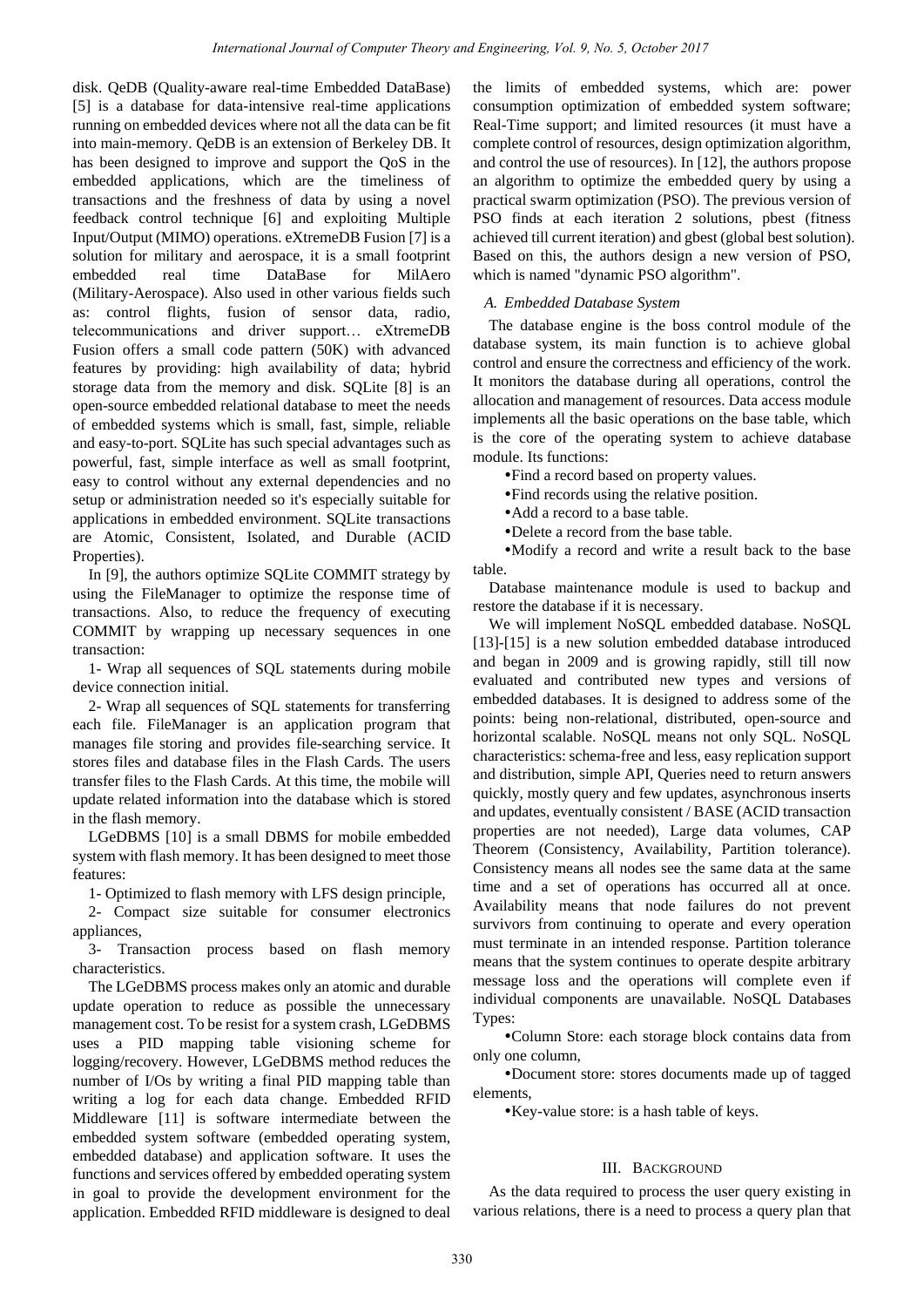disk. QeDB (Quality-aware real-time Embedded DataBase) [5] is a database for data-intensive real-time applications running on embedded devices where not all the data can be fit into main-memory. QeDB is an extension of Berkeley DB. It has been designed to improve and support the QoS in the embedded applications, which are the timeliness of transactions and the freshness of data by using a novel feedback control technique [6] and exploiting Multiple Input/Output (MIMO) operations. eXtremeDB Fusion [7] is a solution for military and aerospace, it is a small footprint embedded real time DataBase for MilAero (Military-Aerospace). Also used in other various fields such as: control flights, fusion of sensor data, radio, telecommunications and driver support… eXtremeDB Fusion offers a small code pattern (50K) with advanced features by providing: high availability of data; hybrid storage data from the memory and disk. SQLite [8] is an open-source embedded relational database to meet the needs of embedded systems which is small, fast, simple, reliable and easy-to-port. SQLite has such special advantages such as powerful, fast, simple interface as well as small footprint, easy to control without any external dependencies and no setup or administration needed so it's especially suitable for applications in embedded environment. SQLite transactions are Atomic, Consistent, Isolated, and Durable (ACID Properties).

In [9], the authors optimize SQLite COMMIT strategy by using the FileManager to optimize the response time of transactions. Also, to reduce the frequency of executing COMMIT by wrapping up necessary sequences in one transaction:

1- Wrap all sequences of SQL statements during mobile device connection initial.

2- Wrap all sequences of SQL statements for transferring each file. FileManager is an application program that manages file storing and provides file-searching service. It stores files and database files in the Flash Cards. The users transfer files to the Flash Cards. At this time, the mobile will update related information into the database which is stored in the flash memory.

LGeDBMS [10] is a small DBMS for mobile embedded system with flash memory. It has been designed to meet those features:

1- Optimized to flash memory with LFS design principle,

2- Compact size suitable for consumer electronics appliances,

3- Transaction process based on flash memory characteristics.

The LGeDBMS process makes only an atomic and durable update operation to reduce as possible the unnecessary management cost. To be resist for a system crash, LGeDBMS uses a PID mapping table visioning scheme for logging/recovery. However, LGeDBMS method reduces the number of I/Os by writing a final PID mapping table than writing a log for each data change. Embedded RFID Middleware [11] is software intermediate between the embedded system software (embedded operating system, embedded database) and application software. It uses the functions and services offered by embedded operating system in goal to provide the development environment for the application. Embedded RFID middleware is designed to deal the limits of embedded systems, which are: power consumption optimization of embedded system software; Real-Time support; and limited resources (it must have a complete control of resources, design optimization algorithm, and control the use of resources). In [12], the authors propose an algorithm to optimize the embedded query by using a practical swarm optimization (PSO). The previous version of PSO finds at each iteration 2 solutions, pbest (fitness achieved till current iteration) and gbest (global best solution). Based on this, the authors design a new version of PSO, which is named "dynamic PSO algorithm".

### *A. Embedded Database System*

The database engine is the boss control module of the database system, its main function is to achieve global control and ensure the correctness and efficiency of the work. It monitors the database during all operations, control the allocation and management of resources. Data access module implements all the basic operations on the base table, which is the core of the operating system to achieve database module. Its functions:

- Find a record based on property values.
- Find records using the relative position.
- Add a record to a base table.
- Delete a record from the base table.
- Modify a record and write a result back to the base table.

Database maintenance module is used to backup and restore the database if it is necessary.

We will implement NoSQL embedded database. NoSQL [13]-[15] is a new solution embedded database introduced and began in 2009 and is growing rapidly, still till now evaluated and contributed new types and versions of embedded databases. It is designed to address some of the points: being non-relational, distributed, open-source and horizontal scalable. NoSQL means not only SQL. NoSQL characteristics: schema-free and less, easy replication support and distribution, simple API, Queries need to return answers quickly, mostly query and few updates, asynchronous inserts and updates, eventually consistent / BASE (ACID transaction properties are not needed), Large data volumes, CAP Theorem (Consistency, Availability, Partition tolerance). Consistency means all nodes see the same data at the same time and a set of operations has occurred all at once. Availability means that node failures do not prevent survivors from continuing to operate and every operation must terminate in an intended response. Partition tolerance means that the system continues to operate despite arbitrary message loss and the operations will complete even if individual components are unavailable. NoSQL Databases Types:

- Column Store: each storage block contains data from only one column,
- Document store: stores documents made up of tagged elements,
- Key-value store: is a hash table of keys.

## III. Background

As the data required to process the user query existing in various relations, there is a need to process a query plan that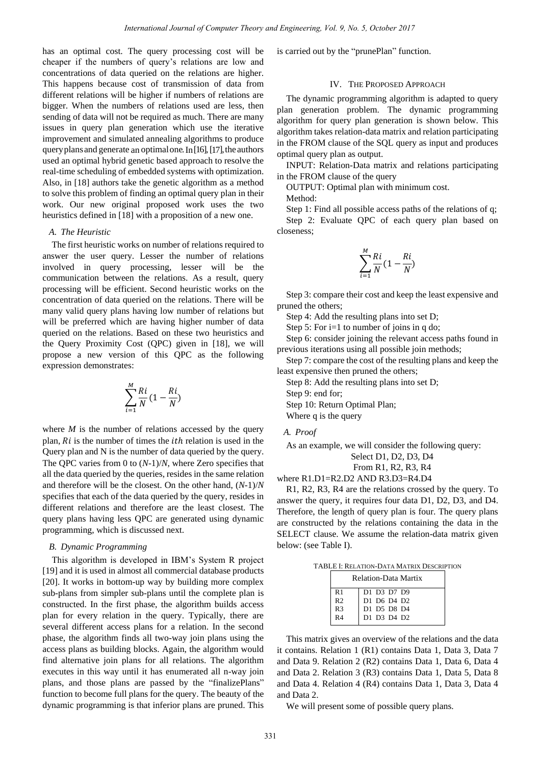has an optimal cost. The query processing cost will be cheaper if the numbers of query's relations are low and concentrations of data queried on the relations are higher. This happens because cost of transmission of data from different relations will be higher if numbers of relations are bigger. When the numbers of relations used are less, then sending of data will not be required as much. There are many issues in query plan generation which use the iterative improvement and simulated annealing algorithms to produce query plans and generate an optimal one. In [16], [17], the authors used an optimal hybrid genetic based approach to resolve the real-time scheduling of embedded systems with optimization. Also, in [18] authors take the genetic algorithm as a method to solve this problem of finding an optimal query plan in their work. Our new original proposed work uses the two heuristics defined in [18] with a proposition of a new one.

### A. The Heuristic

The first heuristic works on number of relations required to answer the user query. Lesser the number of relations involved in query processing, lesser will be the communication between the relations. As a result, query processing will be efficient. Second heuristic works on the concentration of data queried on the relations. There will be many valid query plans having low number of relations but will be preferred which are having higher number of data queried on the relations. Based on these two heuristics and the Query Proximity Cost (QPC) given in [18], we will propose a new version of this QPC as the following expression demonstrates:

$$\sum_{i=1}^{M} \frac{Ri}{N}\left(1 - \frac{Ri}{N}\right)$$

where $M$ is the number of relations accessed by the query plan, $Ri$ is the number of times the $ith$ relation is used in the Query plan and N is the number of data queried by the query. The QPC varies from 0 to $(N\text{-}1)/N$, where Zero specifies that all the data queried by the queries, resides in the same relation and therefore will be the closest. On the other hand, $(N\text{-}1)/N$ specifies that each of the data queried by the query, resides in different relations and therefore are the least closest. The query plans having less QPC are generated using dynamic programming, which is discussed next.

### B. Dynamic Programming

This algorithm is developed in IBM's System R project [19] and it is used in almost all commercial database products [20]. It works in bottom-up way by building more complex sub-plans from simpler sub-plans until the complete plan is constructed. In the first phase, the algorithm builds access plan for every relation in the query. Typically, there are several different access plans for a relation. In the second phase, the algorithm finds all two-way join plans using the access plans as building blocks. Again, the algorithm would find alternative join plans for all relations. The algorithm executes in this way until it has enumerated all n-way join plans, and those plans are passed by the "finalizePlans" function to become full plans for the query. The beauty of the dynamic programming is that inferior plans are pruned. This is carried out by the "prunePlan" function.

## IV. The Proposed Approach

The dynamic programming algorithm is adapted to query plan generation problem. The dynamic programming algorithm for query plan generation is shown below. This algorithm takes relation-data matrix and relations participating in the FROM clause of the SQL query as input and produces optimal query plan as output.

INPUT: Relation-Data matrix and relations participating in the FROM clause of the query

OUTPUT: Optimal plan with minimum cost.

Method:

Step 1: Find all possible access paths of the relations of q;

Step 2: Evaluate QPC of each query plan based on closeness;

$$\sum_{i=1}^{M} \frac{Ri}{N}\left(1 - \frac{Ri}{N}\right)$$

Step 3: compare their cost and keep the least expensive and pruned the others;

Step 4: Add the resulting plans into set D;

Step 5: For i=1 to number of joins in q do;

Step 6: consider joining the relevant access paths found in previous iterations using all possible join methods;

Step 7: compare the cost of the resulting plans and keep the least expensive then pruned the others;

Step 8: Add the resulting plans into set D;

Step 9: end for;

Step 10: Return Optimal Plan;

Where q is the query

### A. Proof

As an example, we will consider the following query:

Select D1, D2, D3, D4
From R1, R2, R3, R4
where R1.D1=R2.D2 AND R3.D3=R4.D4

R1, R2, R3, R4 are the relations crossed by the query. To answer the query, it requires four data D1, D2, D3, and D4. Therefore, the length of query plan is four. The query plans are constructed by the relations containing the data in the SELECT clause. We assume the relation-data matrix given below: (see Table I).

TABLE I: Relation-Data Matrix Description

| Relation-Data Martix | |
|---|---|
| R1 | D1 D3 D7 D9 |
| R2 | D1 D6 D4 D2 |
| R3 | D1 D5 D8 D4 |
| R4 | D1 D3 D4 D2 |

This matrix gives an overview of the relations and the data it contains. Relation 1 (R1) contains Data 1, Data 3, Data 7 and Data 9. Relation 2 (R2) contains Data 1, Data 6, Data 4 and Data 2. Relation 3 (R3) contains Data 1, Data 5, Data 8 and Data 4. Relation 4 (R4) contains Data 1, Data 3, Data 4 and Data 2.

We will present some of possible query plans.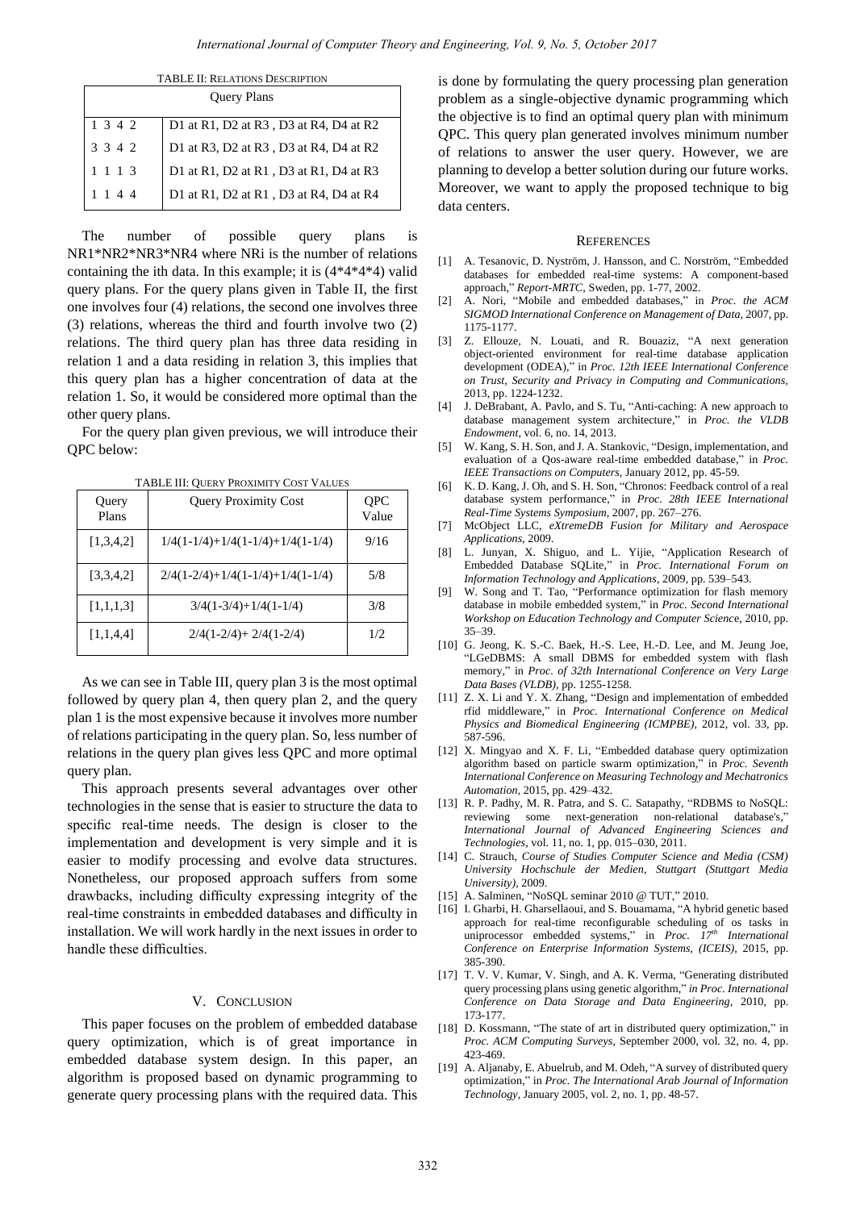TABLE II: RELATIONS DESCRIPTION

| Query Plans | |
|---|---|
| 1 3 4 2 | D1 at R1, D2 at R3 , D3 at R4, D4 at R2 |
| 3 3 4 2 | D1 at R3, D2 at R3 , D3 at R4, D4 at R2 |
| 1 1 1 3 | D1 at R1, D2 at R1 , D3 at R1, D4 at R3 |
| 1 1 4 4 | D1 at R1, D2 at R1 , D3 at R4, D4 at R4 |

The number of possible query plans is NR1\*NR2\*NR3\*NR4 where NRi is the number of relations containing the ith data. In this example; it is (4\*4\*4\*4) valid query plans. For the query plans given in Table II, the first one involves four (4) relations, the second one involves three (3) relations, whereas the third and fourth involve two (2) relations. The third query plan has three data residing in relation 1 and a data residing in relation 3, this implies that this query plan has a higher concentration of data at the relation 1. So, it would be considered more optimal than the other query plans.

For the query plan given previous, we will introduce their QPC below:

TABLE III: QUERY PROXIMITY COST VALUES

| Query Plans | Query Proximity Cost | QPC Value |
|---|---|---|
| [1,3,4,2] | $1/4(1-1/4)+1/4(1-1/4)+1/4(1-1/4)$ | 9/16 |
| [3,3,4,2] | $2/4(1-2/4)+1/4(1-1/4)+1/4(1-1/4)$ | 5/8 |
| [1,1,1,3] | $3/4(1-3/4)+1/4(1-1/4)$ | 3/8 |
| [1,1,4,4] | $2/4(1-2/4)+ 2/4(1-2/4)$ | 1/2 |

As we can see in Table III, query plan 3 is the most optimal followed by query plan 4, then query plan 2, and the query plan 1 is the most expensive because it involves more number of relations participating in the query plan. So, less number of relations in the query plan gives less QPC and more optimal query plan.

This approach presents several advantages over other technologies in the sense that is easier to structure the data to specific real-time needs. The design is closer to the implementation and development is very simple and it is easier to modify processing and evolve data structures. Nonetheless, our proposed approach suffers from some drawbacks, including difficulty expressing integrity of the real-time constraints in embedded databases and difficulty in installation. We will work hardly in the next issues in order to handle these difficulties.

## V. CONCLUSION

This paper focuses on the problem of embedded database query optimization, which is of great importance in embedded database system design. In this paper, an algorithm is proposed based on dynamic programming to generate query processing plans with the required data. This is done by formulating the query processing plan generation problem as a single-objective dynamic programming which the objective is to find an optimal query plan with minimum QPC. This query plan generated involves minimum number of relations to answer the user query. However, we are planning to develop a better solution during our future works. Moreover, we want to apply the proposed technique to big data centers.

## REFERENCES

[1] A. Tesanovic, D. Nyström, J. Hansson, and C. Norström, "Embedded databases for embedded real-time systems: A component-based approach," *Report-MRTC*, Sweden, pp. 1-77, 2002.

[2] A. Nori, "Mobile and embedded databases," in *Proc. the ACM SIGMOD International Conference on Management of Data*, 2007, pp. 1175-1177.

[3] Z. Ellouze, N. Louati, and R. Bouaziz, "A next generation object-oriented environment for real-time database application development (ODEA)," in *Proc. 12th IEEE International Conference on Trust, Security and Privacy in Computing and Communications*, 2013, pp. 1224-1232.

[4] J. DeBrabant, A. Pavlo, and S. Tu, "Anti-caching: A new approach to database management system architecture," in *Proc. the VLDB Endowment*, vol. 6, no. 14, 2013.

[5] W. Kang, S. H. Son, and J. A. Stankovic, "Design, implementation, and evaluation of a Qos-aware real-time embedded database," in *Proc. IEEE Transactions on Computers*, January 2012, pp. 45-59.

[6] K. D. Kang, J. Oh, and S. H. Son, "Chronos: Feedback control of a real database system performance," in *Proc. 28th IEEE International Real-Time Systems Symposium*, 2007, pp. 267–276.

[7] McObject LLC, *eXtremeDB Fusion for Military and Aerospace Applications*, 2009.

[8] L. Junyan, X. Shiguo, and L. Yijie, "Application Research of Embedded Database SQLite," in *Proc. International Forum on Information Technology and Applications*, 2009, pp. 539–543.

[9] W. Song and T. Tao, "Performance optimization for flash memory database in mobile embedded system," in *Proc. Second International Workshop on Education Technology and Computer Science*, 2010, pp. 35–39.

[10] G. Jeong, K. S.-C. Baek, H.-S. Lee, H.-D. Lee, and M. Jeung Joe, "LGeDBMS: A small DBMS for embedded system with flash memory," in *Proc. of 32th International Conference on Very Large Data Bases (VLDB)*, pp. 1255-1258.

[11] Z. X. Li and Y. X. Zhang, "Design and implementation of embedded rfid middleware," in *Proc. International Conference on Medical Physics and Biomedical Engineering (ICMPBE)*, 2012, vol. 33, pp. 587-596.

[12] X. Mingyao and X. F. Li, "Embedded database query optimization algorithm based on particle swarm optimization," in *Proc. Seventh International Conference on Measuring Technology and Mechatronics Automation*, 2015, pp. 429–432.

[13] R. P. Padhy, M. R. Patra, and S. C. Satapathy, "RDBMS to NoSQL: reviewing some next-generation non-relational database's," *International Journal of Advanced Engineering Sciences and Technologies*, vol. 11, no. 1, pp. 015–030, 2011.

[14] C. Strauch, *Course of Studies Computer Science and Media (CSM) University Hochschule der Medien, Stuttgart (Stuttgart Media University)*, 2009.

[15] A. Salminen, "NoSQL seminar 2010 @ TUT," 2010.

[16] I. Gharbi, H. Gharsellaoui, and S. Bouamama, "A hybrid genetic based approach for real-time reconfigurable scheduling of os tasks in uniprocessor embedded systems," in *Proc. 17th International Conference on Enterprise Information Systems, (ICEIS)*, 2015, pp. 385-390.

[17] T. V. V. Kumar, V. Singh, and A. K. Verma, "Generating distributed query processing plans using genetic algorithm," *in Proc. International Conference on Data Storage and Data Engineering*, 2010, pp. 173-177.

[18] D. Kossmann, "The state of art in distributed query optimization," in *Proc. ACM Computing Surveys*, September 2000, vol. 32, no. 4, pp. 423-469.

[19] A. Aljanaby, E. Abuelrub, and M. Odeh, "A survey of distributed query optimization," in *Proc. The International Arab Journal of Information Technology*, January 2005, vol. 2, no. 1, pp. 48-57.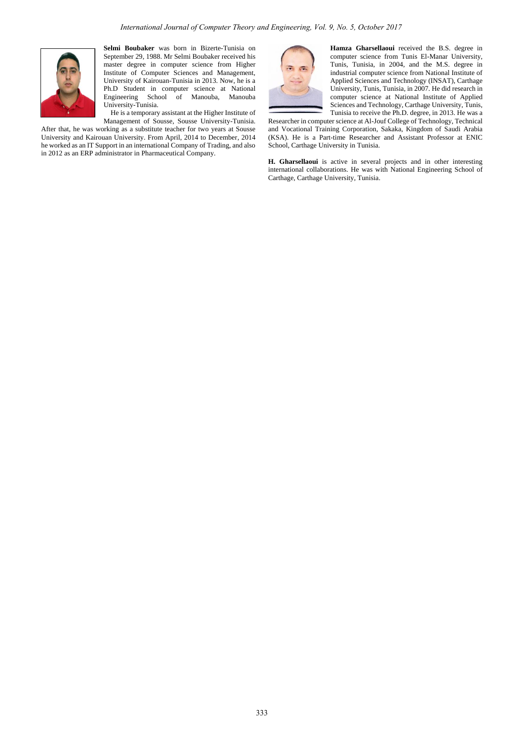**Selmi Boubaker** was born in Bizerte-Tunisia on September 29, 1988. Mr Selmi Boubaker received his master degree in computer science from Higher Institute of Computer Sciences and Management, University of Kairouan-Tunisia in 2013. Now, he is a Ph.D Student in computer science at National Engineering School of Manouba, Manouba University-Tunisia.

He is a temporary assistant at the Higher Institute of Management of Sousse, Sousse University-Tunisia. After that, he was working as a substitute teacher for two years at Sousse University and Kairouan University. From April, 2014 to December, 2014 he worked as an IT Support in an international Company of Trading, and also in 2012 as an ERP administrator in Pharmaceutical Company.

**Hamza Gharsellaoui** received the B.S. degree in computer science from Tunis El-Manar University, Tunis, Tunisia, in 2004, and the M.S. degree in industrial computer science from National Institute of Applied Sciences and Technology (INSAT), Carthage University, Tunis, Tunisia, in 2007. He did research in computer science at National Institute of Applied Sciences and Technology, Carthage University, Tunis, Tunisia to receive the Ph.D. degree, in 2013. He was a Researcher in computer science at Al-Jouf College of Technology, Technical and Vocational Training Corporation, Sakaka, Kingdom of Saudi Arabia (KSA). He is a Part-time Researcher and Assistant Professor at ENIC School, Carthage University in Tunisia.

**H. Gharsellaoui** is active in several projects and in other interesting international collaborations. He was with National Engineering School of Carthage, Carthage University, Tunisia.